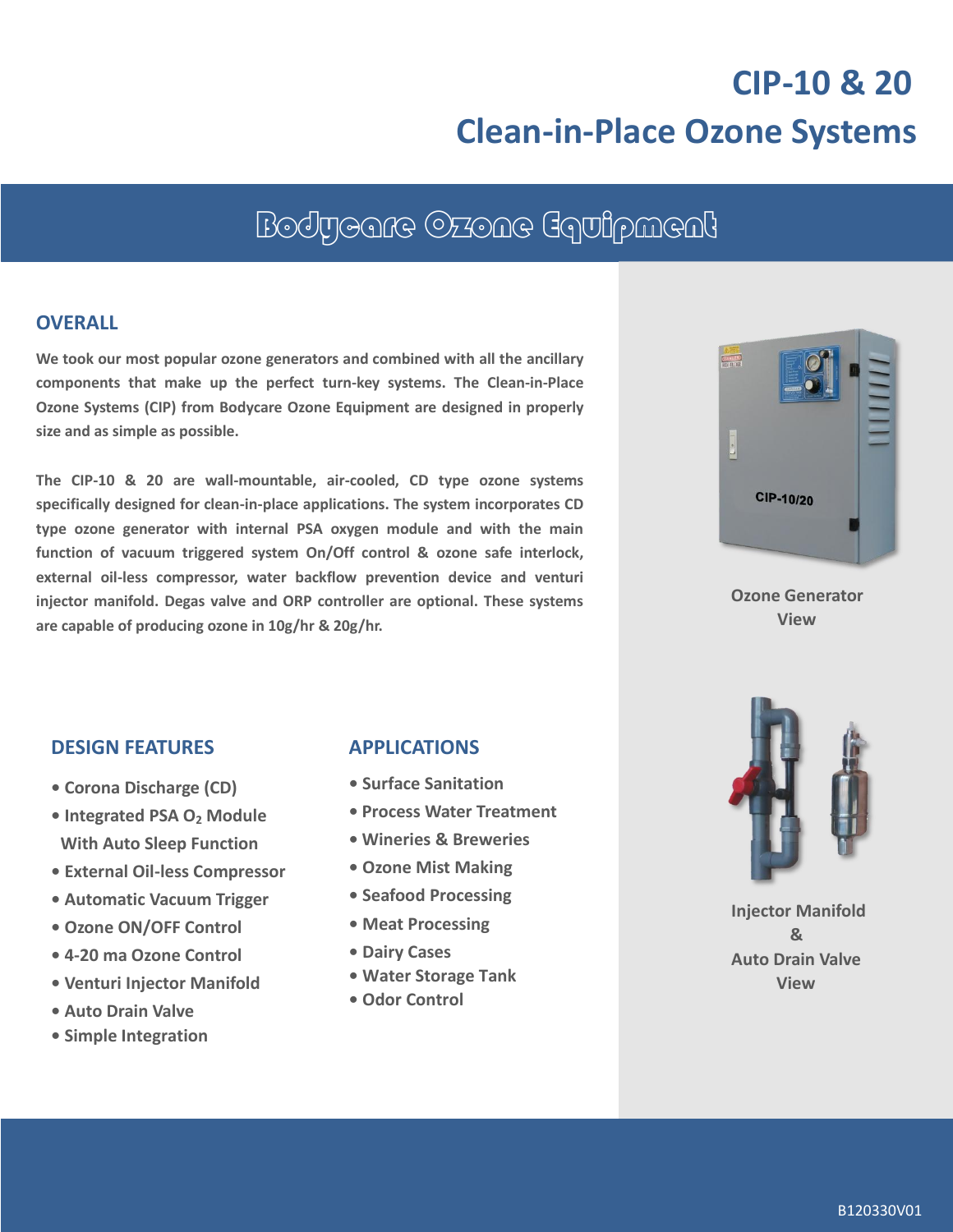# CIP-10 & 20
# Clean-in-Place Ozone Systems

## Bodycare Ozone Equipment

### OVERALL

**We took our most popular ozone generators and combined with all the ancillary components that make up the perfect turn-key systems. The Clean-in-Place Ozone Systems (CIP) from Bodycare Ozone Equipment are designed in properly size and as simple as possible.**

**The CIP-10 & 20 are wall-mountable, air-cooled, CD type ozone systems specifically designed for clean-in-place applications. The system incorporates CD type ozone generator with internal PSA oxygen module and with the main function of vacuum triggered system On/Off control & ozone safe interlock, external oil-less compressor, water backflow prevention device and venturi injector manifold. Degas valve and ORP controller are optional. These systems are capable of producing ozone in 10g/hr & 20g/hr.**

Ozone Generator View

### DESIGN FEATURES

- Corona Discharge (CD)
- Integrated PSA $O_2$ Module With Auto Sleep Function
- External Oil-less Compressor
- Automatic Vacuum Trigger
- Ozone ON/OFF Control
- 4-20 ma Ozone Control
- Venturi Injector Manifold
- Auto Drain Valve
- Simple Integration

### APPLICATIONS

- Surface Sanitation
- Process Water Treatment
- Wineries & Breweries
- Ozone Mist Making
- Seafood Processing
- Meat Processing
- Dairy Cases
- Water Storage Tank
- Odor Control

Injector Manifold & Auto Drain Valve View

B120330V01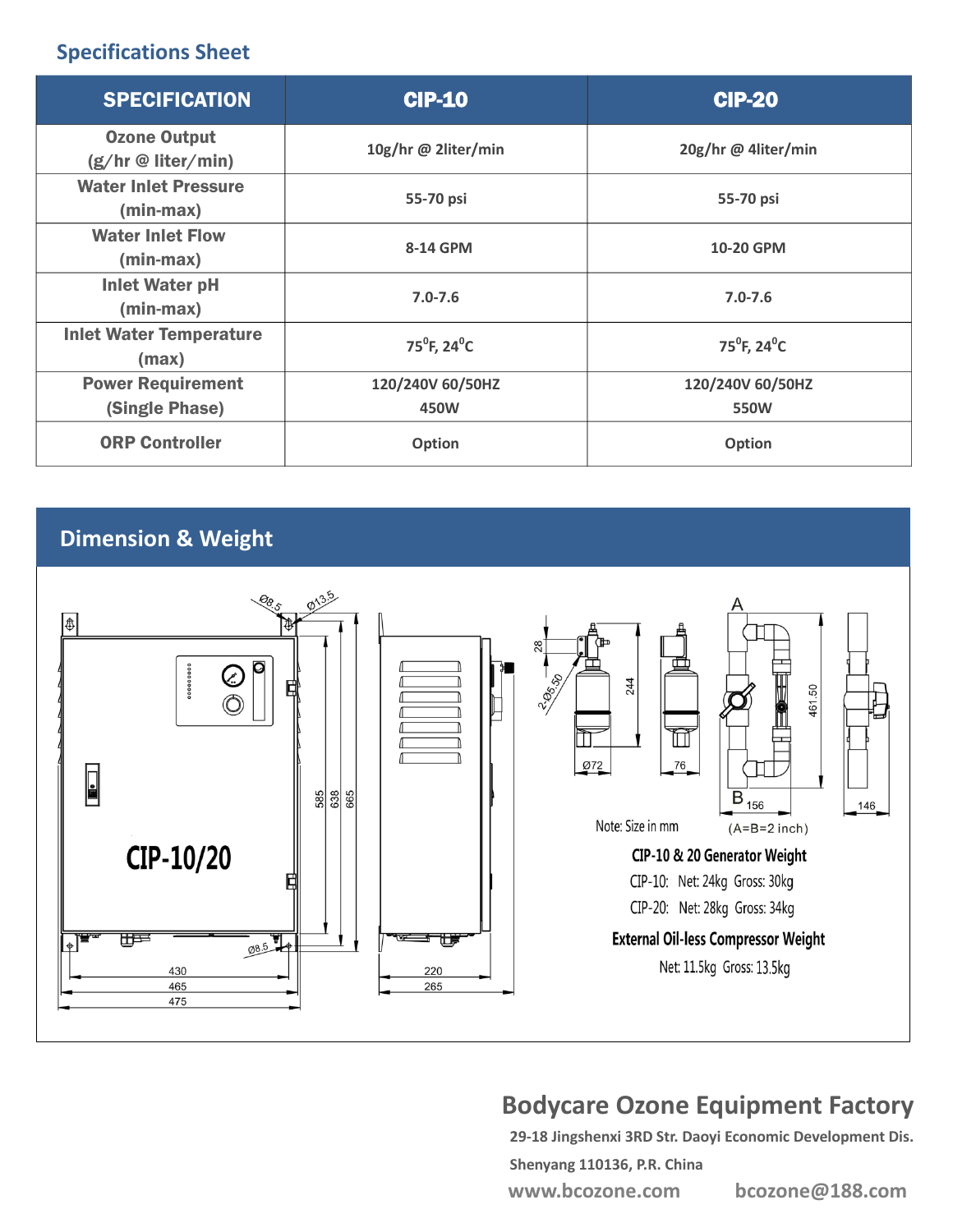## Specifications Sheet

| SPECIFICATION | CIP-10 | CIP-20 |
|---|---|---|
| Ozone Output (g/hr @ liter/min) | 10g/hr @ 2liter/min | 20g/hr @ 4liter/min |
| Water Inlet Pressure (min-max) | 55-70 psi | 55-70 psi |
| Water Inlet Flow (min-max) | 8-14 GPM | 10-20 GPM |
| Inlet Water pH (min-max) | 7.0-7.6 | 7.0-7.6 |
| Inlet Water Temperature (max) | 75°F, 24°C | 75°F, 24°C |
| Power Requirement (Single Phase) | 120/240V 60/50HZ 450W | 120/240V 60/50HZ 550W |
| ORP Controller | Option | Option |

## Dimension & Weight

Ø8.5 Ø13.5

CIP-10/20

585 638 665

Ø8.5

430 465 475

220 265

28 2-Ø5.50 244 Ø72 76

A B 461.50 156 146

Note: Size in mm

(A=B=2 inch)

**CIP-10 & 20 Generator Weight**

CIP-10: Net: 24kg Gross: 30kg

CIP-20: Net: 28kg Gross: 34kg

**External Oil-less Compressor Weight**

Net: 11.5kg Gross: 13.5kg

## Bodycare Ozone Equipment Factory

**29-18 Jingshenxi 3RD Str. Daoyi Economic Development Dis.**

**Shenyang 110136, P.R. China**

**www.bcozone.com** **bcozone@188.com**